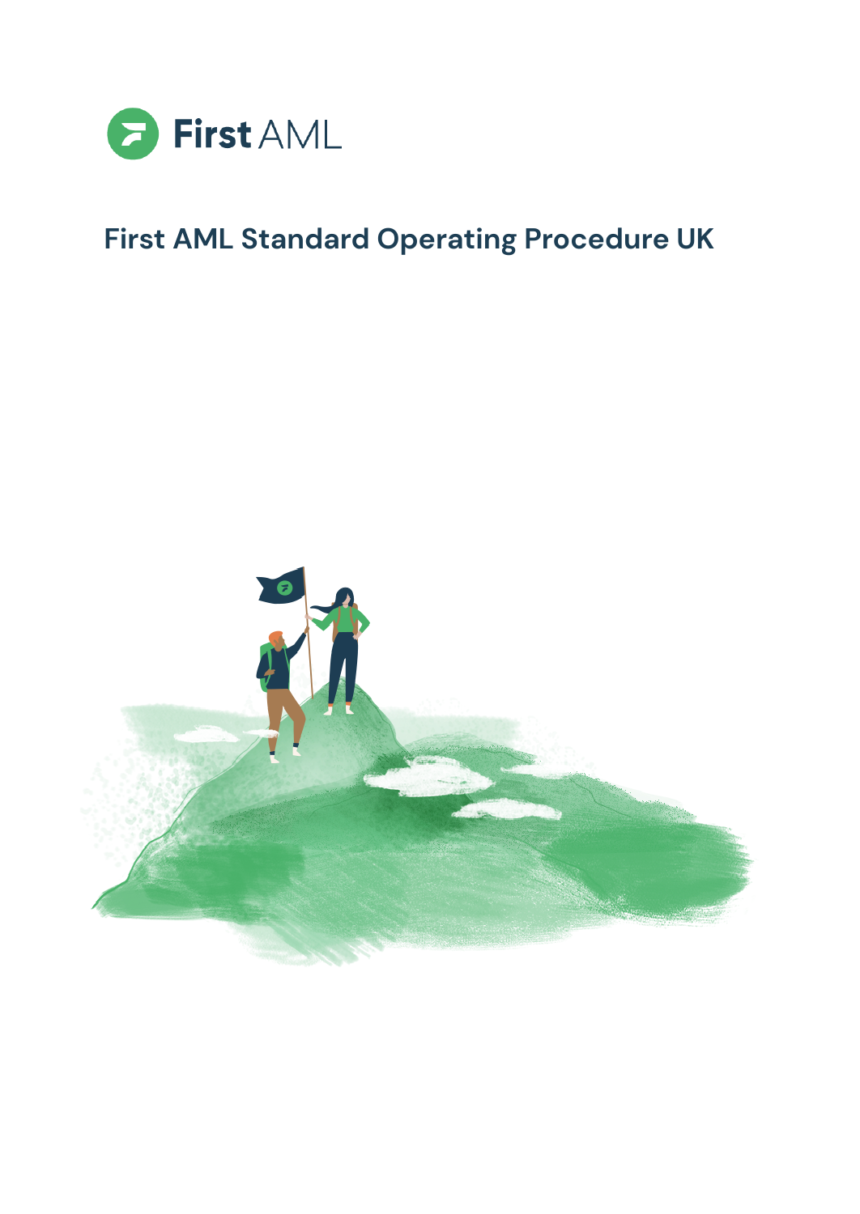First AML

# First AML Standard Operating Procedure UK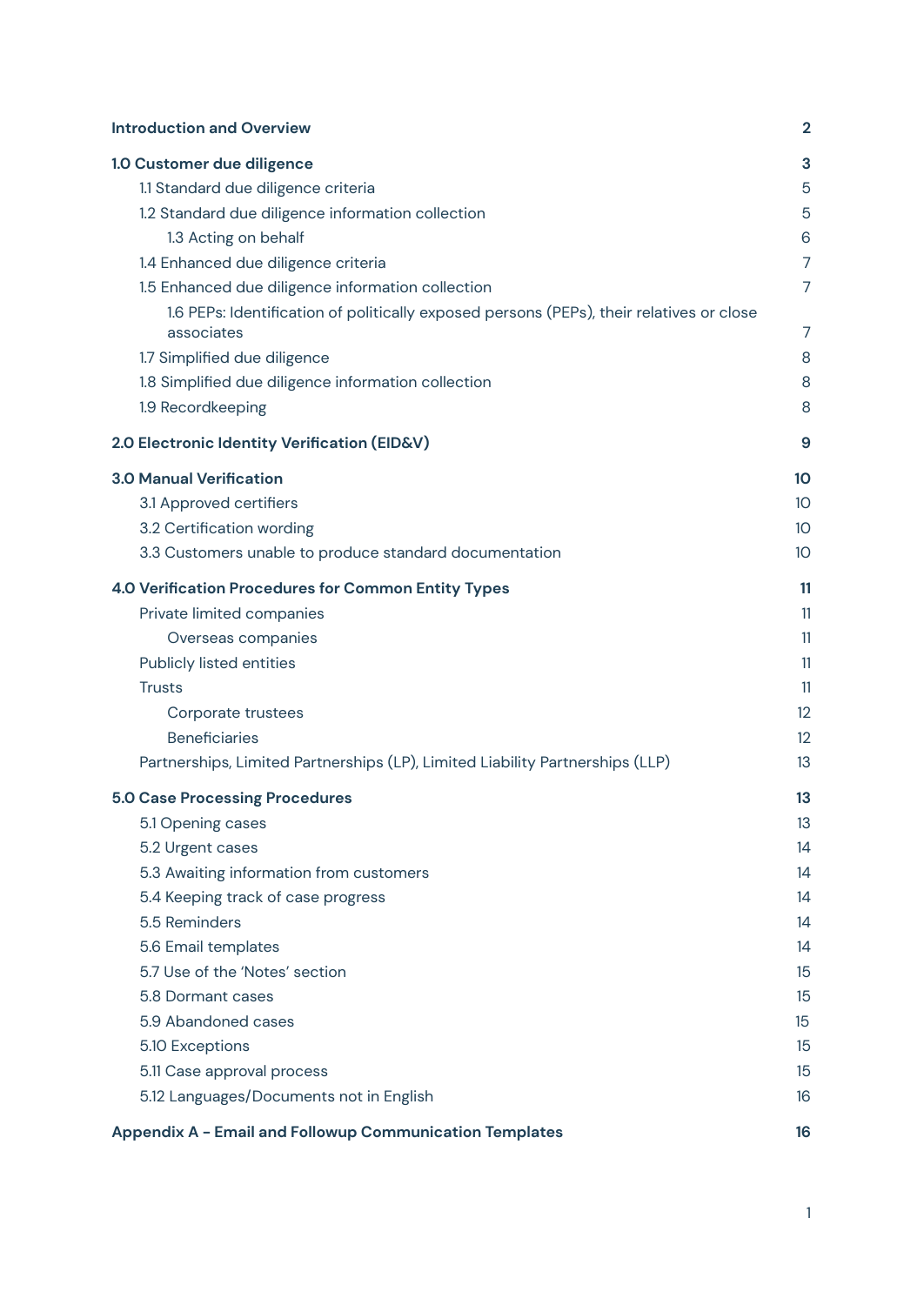**Introduction and Overview** 2

**1.0 Customer due diligence** 3

- 1.1 Standard due diligence criteria 5
- 1.2 Standard due diligence information collection 5
  - 1.3 Acting on behalf 6
- 1.4 Enhanced due diligence criteria 7
- 1.5 Enhanced due diligence information collection 7
  - 1.6 PEPs: Identification of politically exposed persons (PEPs), their relatives or close associates 7
- 1.7 Simplified due diligence 8
- 1.8 Simplified due diligence information collection 8
- 1.9 Recordkeeping 8

**2.0 Electronic Identity Verification (EID&V)** 9

**3.0 Manual Verification** 10

- 3.1 Approved certifiers 10
- 3.2 Certification wording 10
- 3.3 Customers unable to produce standard documentation 10

**4.0 Verification Procedures for Common Entity Types** 11

- Private limited companies 11
  - Overseas companies 11
- Publicly listed entities 11
- Trusts 11
  - Corporate trustees 12
  - Beneficiaries 12
- Partnerships, Limited Partnerships (LP), Limited Liability Partnerships (LLP) 13

**5.0 Case Processing Procedures** 13

- 5.1 Opening cases 13
- 5.2 Urgent cases 14
- 5.3 Awaiting information from customers 14
- 5.4 Keeping track of case progress 14
- 5.5 Reminders 14
- 5.6 Email templates 14
- 5.7 Use of the 'Notes' section 15
- 5.8 Dormant cases 15
- 5.9 Abandoned cases 15
- 5.10 Exceptions 15
- 5.11 Case approval process 15
- 5.12 Languages/Documents not in English 16

**Appendix A - Email and Followup Communication Templates** 16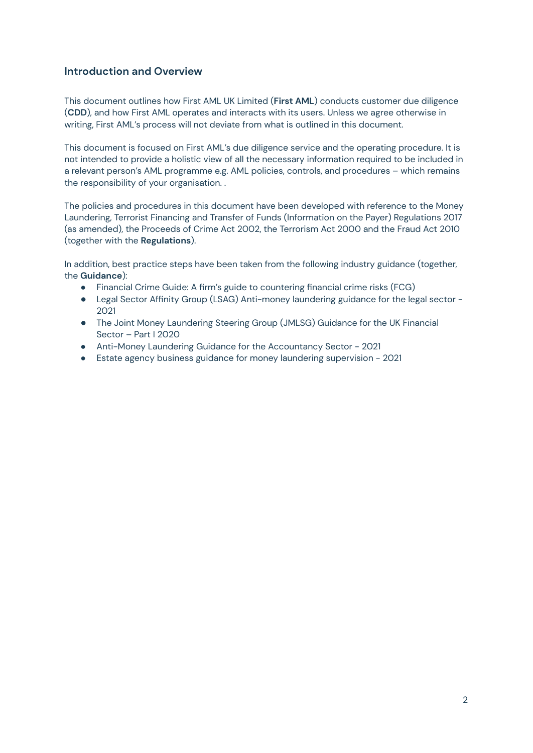## Introduction and Overview

This document outlines how First AML UK Limited (**First AML**) conducts customer due diligence (**CDD**), and how First AML operates and interacts with its users. Unless we agree otherwise in writing, First AML's process will not deviate from what is outlined in this document.

This document is focused on First AML's due diligence service and the operating procedure. It is not intended to provide a holistic view of all the necessary information required to be included in a relevant person's AML programme e.g. AML policies, controls, and procedures – which remains the responsibility of your organisation. .

The policies and procedures in this document have been developed with reference to the Money Laundering, Terrorist Financing and Transfer of Funds (Information on the Payer) Regulations 2017 (as amended), the Proceeds of Crime Act 2002, the Terrorism Act 2000 and the Fraud Act 2010 (together with the **Regulations**).

In addition, best practice steps have been taken from the following industry guidance (together, the **Guidance**):

- Financial Crime Guide: A firm's guide to countering financial crime risks (FCG)
- Legal Sector Affinity Group (LSAG) Anti-money laundering guidance for the legal sector - 2021
- The Joint Money Laundering Steering Group (JMLSG) Guidance for the UK Financial Sector – Part I 2020
- Anti-Money Laundering Guidance for the Accountancy Sector - 2021
- Estate agency business guidance for money laundering supervision - 2021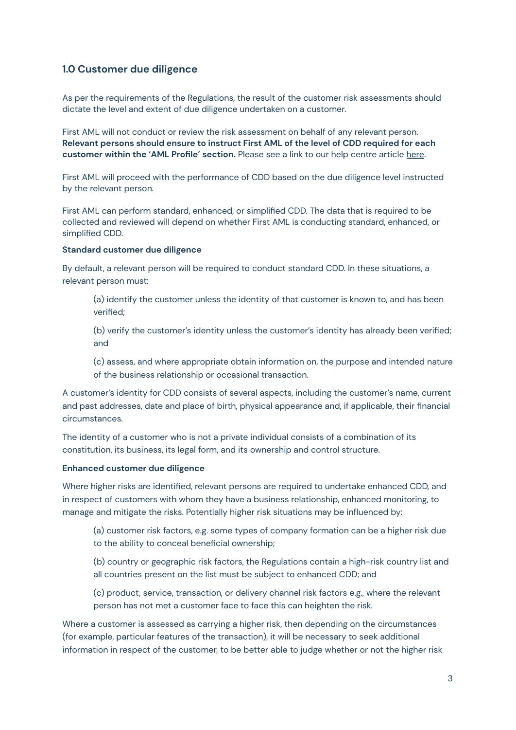## 1.0 Customer due diligence

As per the requirements of the Regulations, the result of the customer risk assessments should dictate the level and extent of due diligence undertaken on a customer.

First AML will not conduct or review the risk assessment on behalf of any relevant person. **Relevant persons should ensure to instruct First AML of the level of CDD required for each customer within the 'AML Profile' section.** Please see a link to our help centre article here.

First AML will proceed with the performance of CDD based on the due diligence level instructed by the relevant person.

First AML can perform standard, enhanced, or simplified CDD. The data that is required to be collected and reviewed will depend on whether First AML is conducting standard, enhanced, or simplified CDD.

**Standard customer due diligence**

By default, a relevant person will be required to conduct standard CDD. In these situations, a relevant person must:

> (a) identify the customer unless the identity of that customer is known to, and has been verified;
>
> (b) verify the customer's identity unless the customer's identity has already been verified; and
>
> (c) assess, and where appropriate obtain information on, the purpose and intended nature of the business relationship or occasional transaction.

A customer's identity for CDD consists of several aspects, including the customer's name, current and past addresses, date and place of birth, physical appearance and, if applicable, their financial circumstances.

The identity of a customer who is not a private individual consists of a combination of its constitution, its business, its legal form, and its ownership and control structure.

**Enhanced customer due diligence**

Where higher risks are identified, relevant persons are required to undertake enhanced CDD, and in respect of customers with whom they have a business relationship, enhanced monitoring, to manage and mitigate the risks. Potentially higher risk situations may be influenced by:

> (a) customer risk factors, e.g. some types of company formation can be a higher risk due to the ability to conceal beneficial ownership;
>
> (b) country or geographic risk factors, the Regulations contain a high-risk country list and all countries present on the list must be subject to enhanced CDD; and
>
> (c) product, service, transaction, or delivery channel risk factors e.g., where the relevant person has not met a customer face to face this can heighten the risk.

Where a customer is assessed as carrying a higher risk, then depending on the circumstances (for example, particular features of the transaction), it will be necessary to seek additional information in respect of the customer, to be better able to judge whether or not the higher risk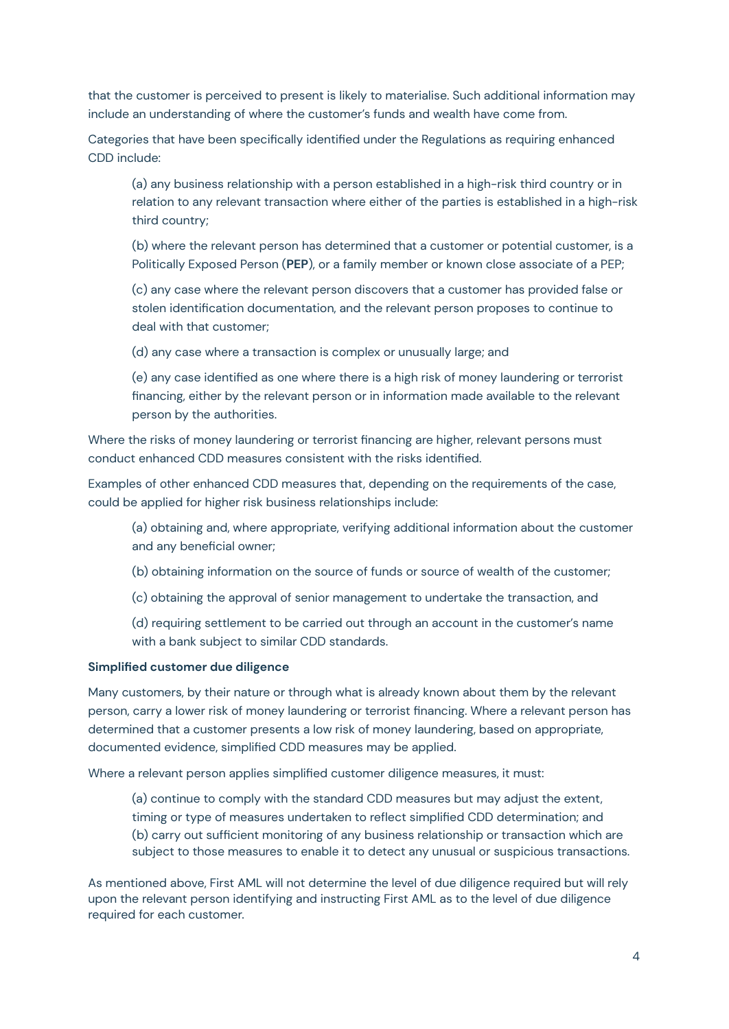that the customer is perceived to present is likely to materialise. Such additional information may include an understanding of where the customer's funds and wealth have come from.

Categories that have been specifically identified under the Regulations as requiring enhanced CDD include:

(a) any business relationship with a person established in a high-risk third country or in relation to any relevant transaction where either of the parties is established in a high-risk third country;

(b) where the relevant person has determined that a customer or potential customer, is a Politically Exposed Person (**PEP**), or a family member or known close associate of a PEP;

(c) any case where the relevant person discovers that a customer has provided false or stolen identification documentation, and the relevant person proposes to continue to deal with that customer;

(d) any case where a transaction is complex or unusually large; and

(e) any case identified as one where there is a high risk of money laundering or terrorist financing, either by the relevant person or in information made available to the relevant person by the authorities.

Where the risks of money laundering or terrorist financing are higher, relevant persons must conduct enhanced CDD measures consistent with the risks identified.

Examples of other enhanced CDD measures that, depending on the requirements of the case, could be applied for higher risk business relationships include:

(a) obtaining and, where appropriate, verifying additional information about the customer and any beneficial owner;

(b) obtaining information on the source of funds or source of wealth of the customer;

(c) obtaining the approval of senior management to undertake the transaction, and

(d) requiring settlement to be carried out through an account in the customer's name with a bank subject to similar CDD standards.

**Simplified customer due diligence**

Many customers, by their nature or through what is already known about them by the relevant person, carry a lower risk of money laundering or terrorist financing. Where a relevant person has determined that a customer presents a low risk of money laundering, based on appropriate, documented evidence, simplified CDD measures may be applied.

Where a relevant person applies simplified customer diligence measures, it must:

(a) continue to comply with the standard CDD measures but may adjust the extent, timing or type of measures undertaken to reflect simplified CDD determination; and
(b) carry out sufficient monitoring of any business relationship or transaction which are subject to those measures to enable it to detect any unusual or suspicious transactions.

As mentioned above, First AML will not determine the level of due diligence required but will rely upon the relevant person identifying and instructing First AML as to the level of due diligence required for each customer.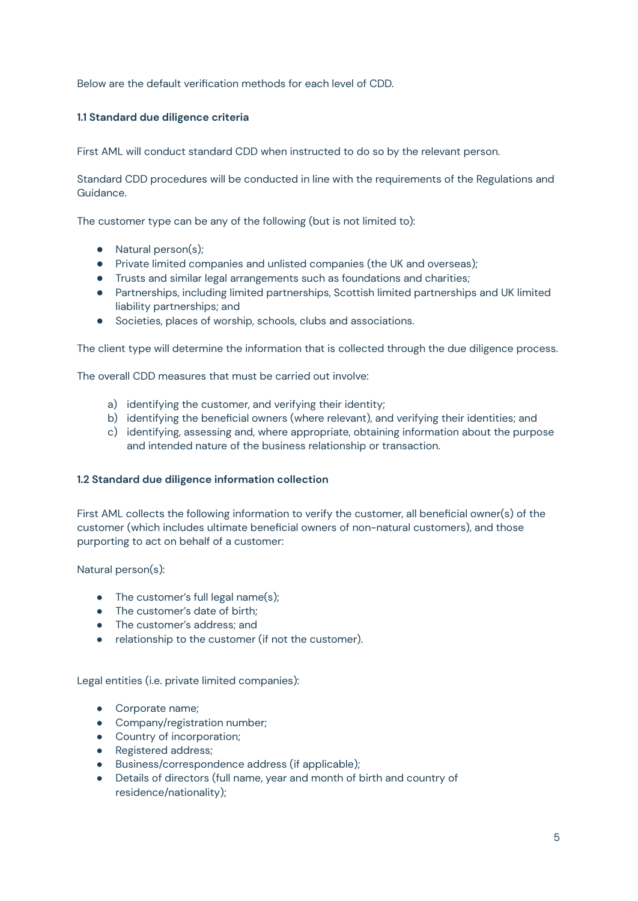Below are the default verification methods for each level of CDD.

### 1.1 Standard due diligence criteria

First AML will conduct standard CDD when instructed to do so by the relevant person.

Standard CDD procedures will be conducted in line with the requirements of the Regulations and Guidance.

The customer type can be any of the following (but is not limited to):

- Natural person(s);
- Private limited companies and unlisted companies (the UK and overseas);
- Trusts and similar legal arrangements such as foundations and charities;
- Partnerships, including limited partnerships, Scottish limited partnerships and UK limited liability partnerships; and
- Societies, places of worship, schools, clubs and associations.

The client type will determine the information that is collected through the due diligence process.

The overall CDD measures that must be carried out involve:

a) identifying the customer, and verifying their identity;
b) identifying the beneficial owners (where relevant), and verifying their identities; and
c) identifying, assessing and, where appropriate, obtaining information about the purpose and intended nature of the business relationship or transaction.

### 1.2 Standard due diligence information collection

First AML collects the following information to verify the customer, all beneficial owner(s) of the customer (which includes ultimate beneficial owners of non-natural customers), and those purporting to act on behalf of a customer:

Natural person(s):

- The customer's full legal name(s);
- The customer's date of birth;
- The customer's address; and
- relationship to the customer (if not the customer).

Legal entities (i.e. private limited companies):

- Corporate name;
- Company/registration number;
- Country of incorporation;
- Registered address;
- Business/correspondence address (if applicable);
- Details of directors (full name, year and month of birth and country of residence/nationality);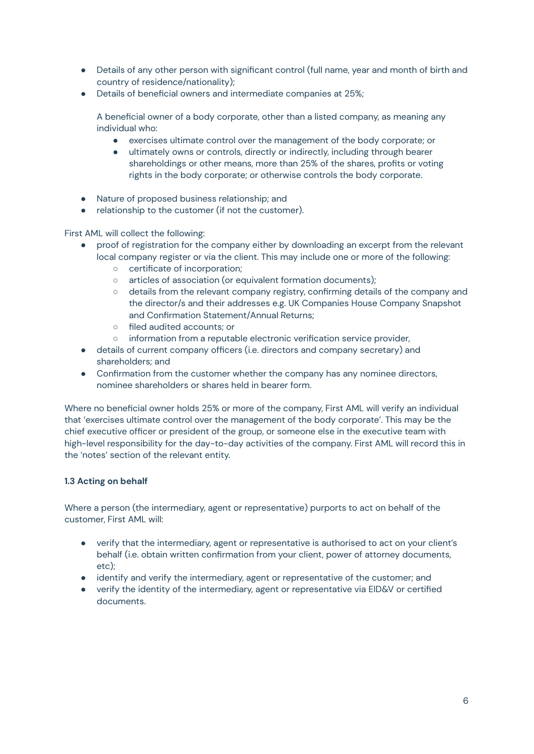- Details of any other person with significant control (full name, year and month of birth and country of residence/nationality);
- Details of beneficial owners and intermediate companies at 25%;

  A beneficial owner of a body corporate, other than a listed company, as meaning any individual who:
    - exercises ultimate control over the management of the body corporate; or
    - ultimately owns or controls, directly or indirectly, including through bearer shareholdings or other means, more than 25% of the shares, profits or voting rights in the body corporate; or otherwise controls the body corporate.

- Nature of proposed business relationship; and
- relationship to the customer (if not the customer).

First AML will collect the following:

- proof of registration for the company either by downloading an excerpt from the relevant local company register or via the client. This may include one or more of the following:
    - certificate of incorporation;
    - articles of association (or equivalent formation documents);
    - details from the relevant company registry, confirming details of the company and the director/s and their addresses e.g. UK Companies House Company Snapshot and Confirmation Statement/Annual Returns;
    - filed audited accounts; or
    - information from a reputable electronic verification service provider,
- details of current company officers (i.e. directors and company secretary) and shareholders; and
- Confirmation from the customer whether the company has any nominee directors, nominee shareholders or shares held in bearer form.

Where no beneficial owner holds 25% or more of the company, First AML will verify an individual that 'exercises ultimate control over the management of the body corporate'. This may be the chief executive officer or president of the group, or someone else in the executive team with high-level responsibility for the day-to-day activities of the company. First AML will record this in the 'notes' section of the relevant entity.

### 1.3 Acting on behalf

Where a person (the intermediary, agent or representative) purports to act on behalf of the customer, First AML will:

- verify that the intermediary, agent or representative is authorised to act on your client's behalf (i.e. obtain written confirmation from your client, power of attorney documents, etc);
- identify and verify the intermediary, agent or representative of the customer; and
- verify the identity of the intermediary, agent or representative via EID&V or certified documents.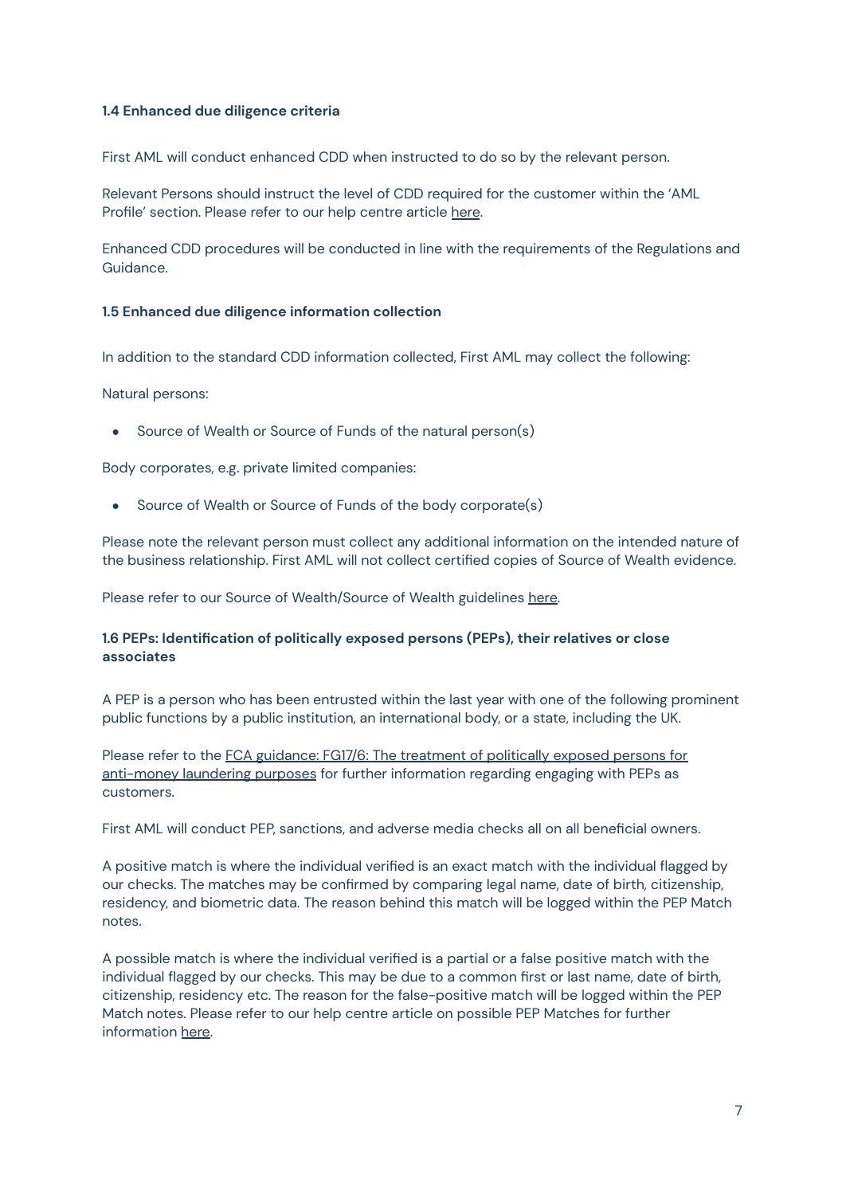### 1.4 Enhanced due diligence criteria

First AML will conduct enhanced CDD when instructed to do so by the relevant person.

Relevant Persons should instruct the level of CDD required for the customer within the 'AML Profile' section. Please refer to our help centre article here.

Enhanced CDD procedures will be conducted in line with the requirements of the Regulations and Guidance.

### 1.5 Enhanced due diligence information collection

In addition to the standard CDD information collected, First AML may collect the following:

Natural persons:

- Source of Wealth or Source of Funds of the natural person(s)

Body corporates, e.g. private limited companies:

- Source of Wealth or Source of Funds of the body corporate(s)

Please note the relevant person must collect any additional information on the intended nature of the business relationship. First AML will not collect certified copies of Source of Wealth evidence.

Please refer to our Source of Wealth/Source of Wealth guidelines here.

### 1.6 PEPs: Identification of politically exposed persons (PEPs), their relatives or close associates

A PEP is a person who has been entrusted within the last year with one of the following prominent public functions by a public institution, an international body, or a state, including the UK.

Please refer to the FCA guidance: FG17/6: The treatment of politically exposed persons for anti-money laundering purposes for further information regarding engaging with PEPs as customers.

First AML will conduct PEP, sanctions, and adverse media checks all on all beneficial owners.

A positive match is where the individual verified is an exact match with the individual flagged by our checks. The matches may be confirmed by comparing legal name, date of birth, citizenship, residency, and biometric data. The reason behind this match will be logged within the PEP Match notes.

A possible match is where the individual verified is a partial or a false positive match with the individual flagged by our checks. This may be due to a common first or last name, date of birth, citizenship, residency etc. The reason for the false-positive match will be logged within the PEP Match notes. Please refer to our help centre article on possible PEP Matches for further information here.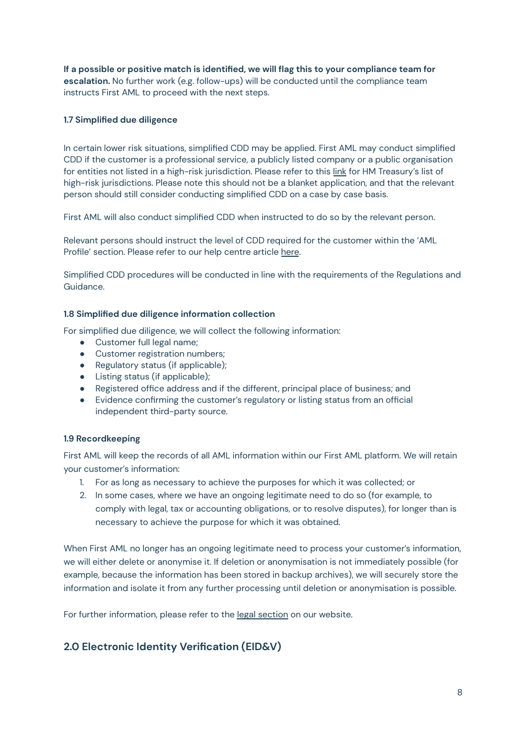**If a possible or positive match is identified, we will flag this to your compliance team for escalation.** No further work (e.g. follow-ups) will be conducted until the compliance team instructs First AML to proceed with the next steps.

#### 1.7 Simplified due diligence

In certain lower risk situations, simplified CDD may be applied. First AML may conduct simplified CDD if the customer is a professional service, a publicly listed company or a public organisation for entities not listed in a high-risk jurisdiction. Please refer to this link for HM Treasury's list of high-risk jurisdictions. Please note this should not be a blanket application, and that the relevant person should still consider conducting simplified CDD on a case by case basis.

First AML will also conduct simplified CDD when instructed to do so by the relevant person.

Relevant persons should instruct the level of CDD required for the customer within the 'AML Profile' section. Please refer to our help centre article here.

Simplified CDD procedures will be conducted in line with the requirements of the Regulations and Guidance.

#### 1.8 Simplified due diligence information collection

For simplified due diligence, we will collect the following information:

- Customer full legal name;
- Customer registration numbers;
- Regulatory status (if applicable);
- Listing status (if applicable);
- Registered office address and if the different, principal place of business; and
- Evidence confirming the customer's regulatory or listing status from an official independent third-party source.

#### 1.9 Recordkeeping

First AML will keep the records of all AML information within our First AML platform. We will retain your customer's information:

1. For as long as necessary to achieve the purposes for which it was collected; or
2. In some cases, where we have an ongoing legitimate need to do so (for example, to comply with legal, tax or accounting obligations, or to resolve disputes), for longer than is necessary to achieve the purpose for which it was obtained.

When First AML no longer has an ongoing legitimate need to process your customer's information, we will either delete or anonymise it. If deletion or anonymisation is not immediately possible (for example, because the information has been stored in backup archives), we will securely store the information and isolate it from any further processing until deletion or anonymisation is possible.

For further information, please refer to the legal section on our website.

## 2.0 Electronic Identity Verification (EID&V)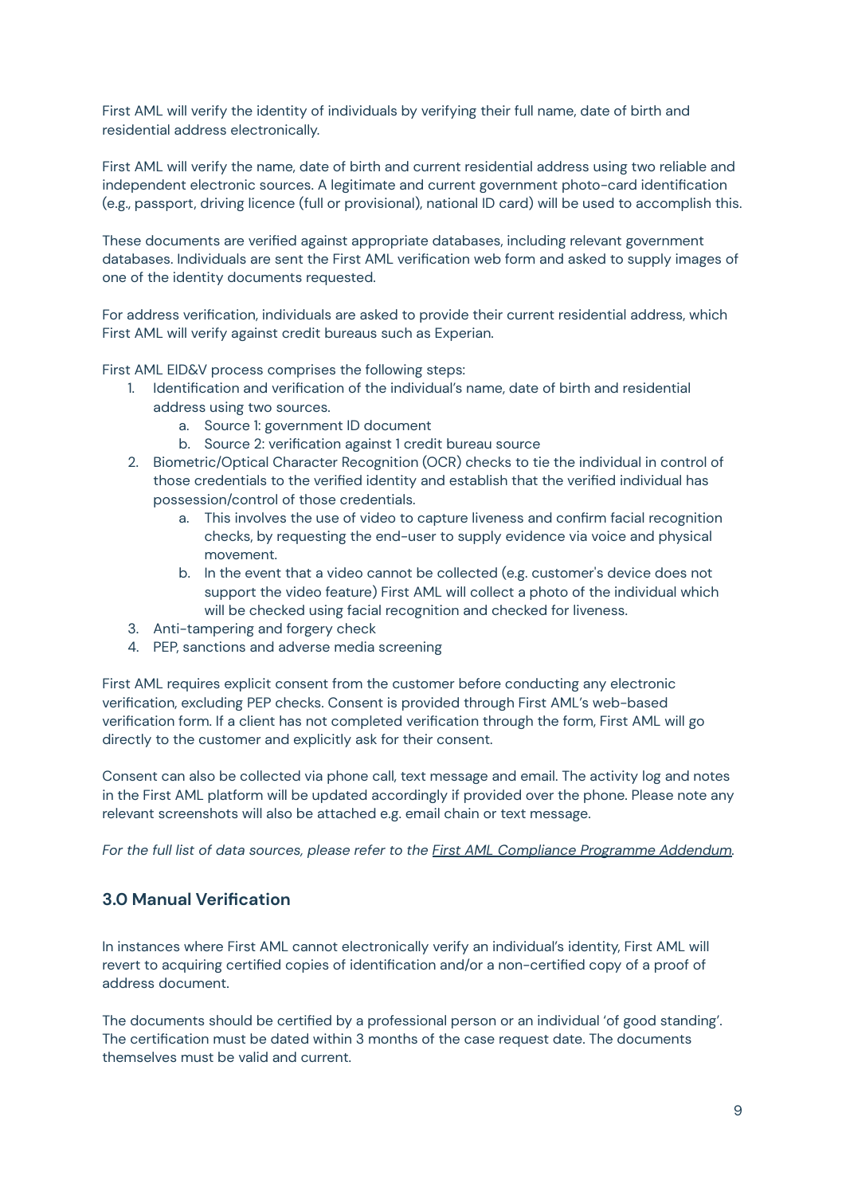First AML will verify the identity of individuals by verifying their full name, date of birth and residential address electronically.

First AML will verify the name, date of birth and current residential address using two reliable and independent electronic sources. A legitimate and current government photo-card identification (e.g., passport, driving licence (full or provisional), national ID card) will be used to accomplish this.

These documents are verified against appropriate databases, including relevant government databases. Individuals are sent the First AML verification web form and asked to supply images of one of the identity documents requested.

For address verification, individuals are asked to provide their current residential address, which First AML will verify against credit bureaus such as Experian.

First AML EID&V process comprises the following steps:

1. Identification and verification of the individual's name, date of birth and residential address using two sources.
    a. Source 1: government ID document
    b. Source 2: verification against 1 credit bureau source
2. Biometric/Optical Character Recognition (OCR) checks to tie the individual in control of those credentials to the verified identity and establish that the verified individual has possession/control of those credentials.
    a. This involves the use of video to capture liveness and confirm facial recognition checks, by requesting the end-user to supply evidence via voice and physical movement.
    b. In the event that a video cannot be collected (e.g. customer's device does not support the video feature) First AML will collect a photo of the individual which will be checked using facial recognition and checked for liveness.
3. Anti-tampering and forgery check
4. PEP, sanctions and adverse media screening

First AML requires explicit consent from the customer before conducting any electronic verification, excluding PEP checks. Consent is provided through First AML's web-based verification form. If a client has not completed verification through the form, First AML will go directly to the customer and explicitly ask for their consent.

Consent can also be collected via phone call, text message and email. The activity log and notes in the First AML platform will be updated accordingly if provided over the phone. Please note any relevant screenshots will also be attached e.g. email chain or text message.

*For the full list of data sources, please refer to the First AML Compliance Programme Addendum.*

## 3.0 Manual Verification

In instances where First AML cannot electronically verify an individual's identity, First AML will revert to acquiring certified copies of identification and/or a non-certified copy of a proof of address document.

The documents should be certified by a professional person or an individual 'of good standing'. The certification must be dated within 3 months of the case request date. The documents themselves must be valid and current.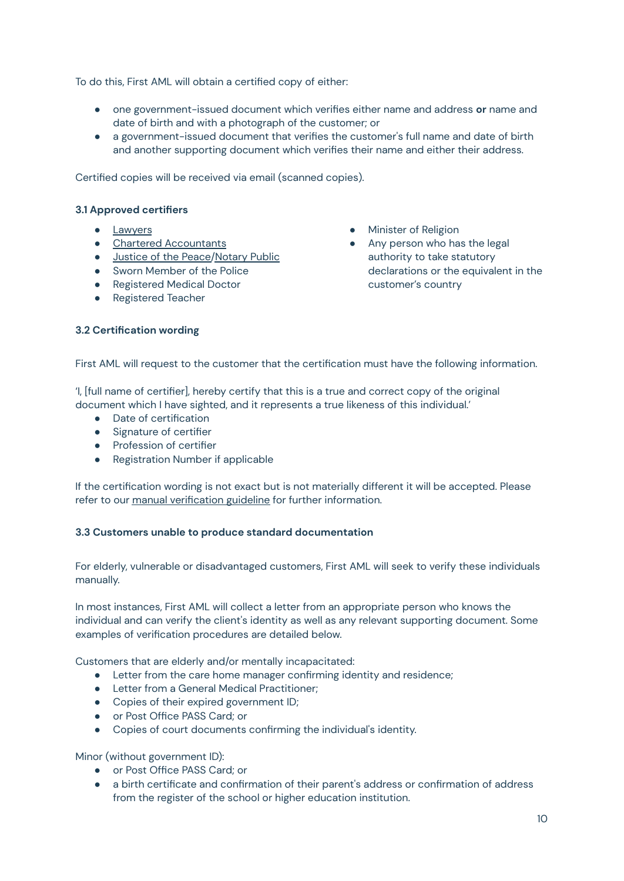To do this, First AML will obtain a certified copy of either:

- one government-issued document which verifies either name and address **or** name and date of birth and with a photograph of the customer; or
- a government-issued document that verifies the customer's full name and date of birth and another supporting document which verifies their name and either their address.

Certified copies will be received via email (scanned copies).

### 3.1 Approved certifiers

- Lawyers
- Chartered Accountants
- Justice of the Peace/Notary Public
- Sworn Member of the Police
- Registered Medical Doctor
- Registered Teacher
- Minister of Religion
- Any person who has the legal authority to take statutory declarations or the equivalent in the customer's country

### 3.2 Certification wording

First AML will request to the customer that the certification must have the following information.

'I, [full name of certifier], hereby certify that this is a true and correct copy of the original document which I have sighted, and it represents a true likeness of this individual.'

- Date of certification
- Signature of certifier
- Profession of certifier
- Registration Number if applicable

If the certification wording is not exact but is not materially different it will be accepted. Please refer to our manual verification guideline for further information.

### 3.3 Customers unable to produce standard documentation

For elderly, vulnerable or disadvantaged customers, First AML will seek to verify these individuals manually.

In most instances, First AML will collect a letter from an appropriate person who knows the individual and can verify the client's identity as well as any relevant supporting document. Some examples of verification procedures are detailed below.

Customers that are elderly and/or mentally incapacitated:

- Letter from the care home manager confirming identity and residence;
- Letter from a General Medical Practitioner;
- Copies of their expired government ID;
- or Post Office PASS Card; or
- Copies of court documents confirming the individual's identity.

Minor (without government ID):

- or Post Office PASS Card; or
- a birth certificate and confirmation of their parent's address or confirmation of address from the register of the school or higher education institution.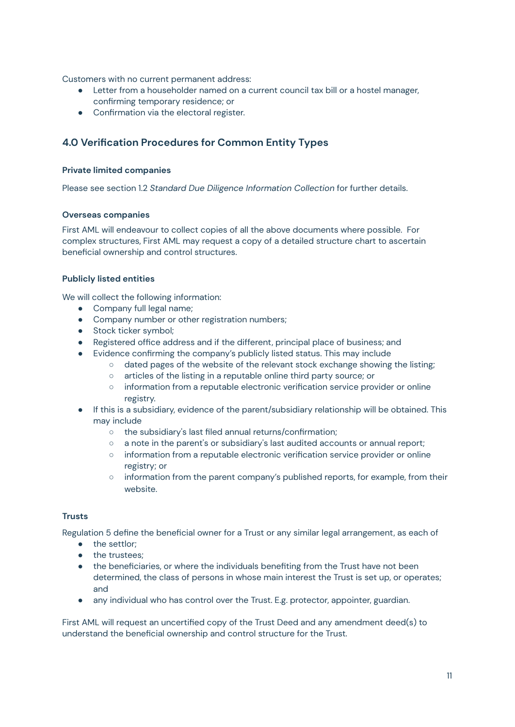Customers with no current permanent address:

- Letter from a householder named on a current council tax bill or a hostel manager, confirming temporary residence; or
- Confirmation via the electoral register.

## 4.0 Verification Procedures for Common Entity Types

**Private limited companies**

Please see section 1.2 *Standard Due Diligence Information Collection* for further details.

**Overseas companies**

First AML will endeavour to collect copies of all the above documents where possible. For complex structures, First AML may request a copy of a detailed structure chart to ascertain beneficial ownership and control structures.

**Publicly listed entities**

We will collect the following information:

- Company full legal name;
- Company number or other registration numbers;
- Stock ticker symbol;
- Registered office address and if the different, principal place of business; and
- Evidence confirming the company's publicly listed status. This may include
  - dated pages of the website of the relevant stock exchange showing the listing;
  - articles of the listing in a reputable online third party source; or
  - information from a reputable electronic verification service provider or online registry.
- If this is a subsidiary, evidence of the parent/subsidiary relationship will be obtained. This may include
  - the subsidiary's last filed annual returns/confirmation;
  - a note in the parent's or subsidiary's last audited accounts or annual report;
  - information from a reputable electronic verification service provider or online registry; or
  - information from the parent company's published reports, for example, from their website.

**Trusts**

Regulation 5 define the beneficial owner for a Trust or any similar legal arrangement, as each of

- the settlor;
- the trustees;
- the beneficiaries, or where the individuals benefiting from the Trust have not been determined, the class of persons in whose main interest the Trust is set up, or operates; and
- any individual who has control over the Trust. E.g. protector, appointer, guardian.

First AML will request an uncertified copy of the Trust Deed and any amendment deed(s) to understand the beneficial ownership and control structure for the Trust.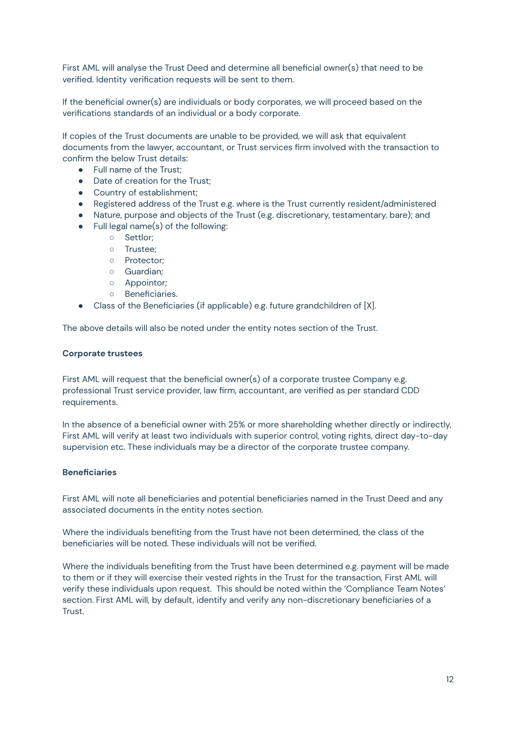First AML will analyse the Trust Deed and determine all beneficial owner(s) that need to be verified. Identity verification requests will be sent to them.

If the beneficial owner(s) are individuals or body corporates, we will proceed based on the verifications standards of an individual or a body corporate.

If copies of the Trust documents are unable to be provided, we will ask that equivalent documents from the lawyer, accountant, or Trust services firm involved with the transaction to confirm the below Trust details:

- Full name of the Trust;
- Date of creation for the Trust;
- Country of establishment;
- Registered address of the Trust e.g. where is the Trust currently resident/administered
- Nature, purpose and objects of the Trust (e.g. discretionary, testamentary, bare); and
- Full legal name(s) of the following:
    - Settlor;
    - Trustee;
    - Protector;
    - Guardian;
    - Appointor;
    - Beneficiaries.
- Class of the Beneficiaries (if applicable) e.g. future grandchildren of [X].

The above details will also be noted under the entity notes section of the Trust.

**Corporate trustees**

First AML will request that the beneficial owner(s) of a corporate trustee Company e.g. professional Trust service provider, law firm, accountant, are verified as per standard CDD requirements.

In the absence of a beneficial owner with 25% or more shareholding whether directly or indirectly, First AML will verify at least two individuals with superior control, voting rights, direct day-to-day supervision etc. These individuals may be a director of the corporate trustee company.

**Beneficiaries**

First AML will note all beneficiaries and potential beneficiaries named in the Trust Deed and any associated documents in the entity notes section.

Where the individuals benefiting from the Trust have not been determined, the class of the beneficiaries will be noted. These individuals will not be verified.

Where the individuals benefiting from the Trust have been determined e.g. payment will be made to them or if they will exercise their vested rights in the Trust for the transaction, First AML will verify these individuals upon request. This should be noted within the 'Compliance Team Notes' section. First AML will, by default, identify and verify any non-discretionary beneficiaries of a Trust.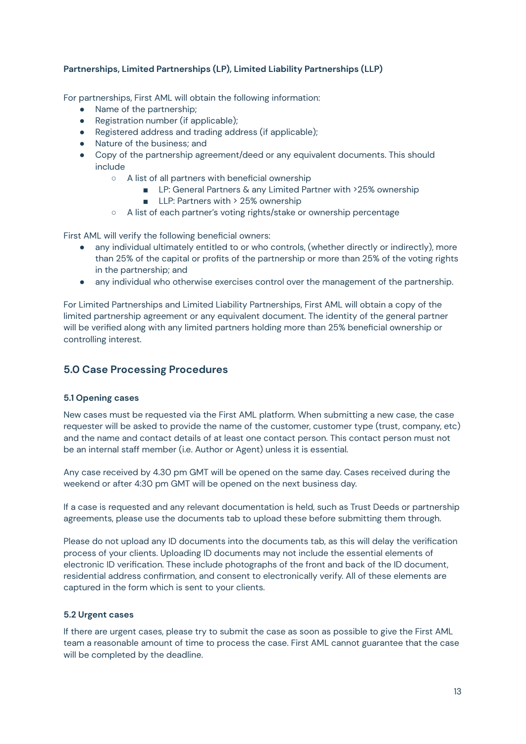**Partnerships, Limited Partnerships (LP), Limited Liability Partnerships (LLP)**

For partnerships, First AML will obtain the following information:

- Name of the partnership;
- Registration number (if applicable);
- Registered address and trading address (if applicable);
- Nature of the business; and
- Copy of the partnership agreement/deed or any equivalent documents. This should include
    - A list of all partners with beneficial ownership
        - LP: General Partners & any Limited Partner with >25% ownership
        - LLP: Partners with > 25% ownership
    - A list of each partner's voting rights/stake or ownership percentage

First AML will verify the following beneficial owners:

- any individual ultimately entitled to or who controls, (whether directly or indirectly), more than 25% of the capital or profits of the partnership or more than 25% of the voting rights in the partnership; and
- any individual who otherwise exercises control over the management of the partnership.

For Limited Partnerships and Limited Liability Partnerships, First AML will obtain a copy of the limited partnership agreement or any equivalent document. The identity of the general partner will be verified along with any limited partners holding more than 25% beneficial ownership or controlling interest.

## 5.0 Case Processing Procedures

### 5.1 Opening cases

New cases must be requested via the First AML platform. When submitting a new case, the case requester will be asked to provide the name of the customer, customer type (trust, company, etc) and the name and contact details of at least one contact person. This contact person must not be an internal staff member (i.e. Author or Agent) unless it is essential.

Any case received by 4.30 pm GMT will be opened on the same day. Cases received during the weekend or after 4:30 pm GMT will be opened on the next business day.

If a case is requested and any relevant documentation is held, such as Trust Deeds or partnership agreements, please use the documents tab to upload these before submitting them through.

Please do not upload any ID documents into the documents tab, as this will delay the verification process of your clients. Uploading ID documents may not include the essential elements of electronic ID verification. These include photographs of the front and back of the ID document, residential address confirmation, and consent to electronically verify. All of these elements are captured in the form which is sent to your clients.

### 5.2 Urgent cases

If there are urgent cases, please try to submit the case as soon as possible to give the First AML team a reasonable amount of time to process the case. First AML cannot guarantee that the case will be completed by the deadline.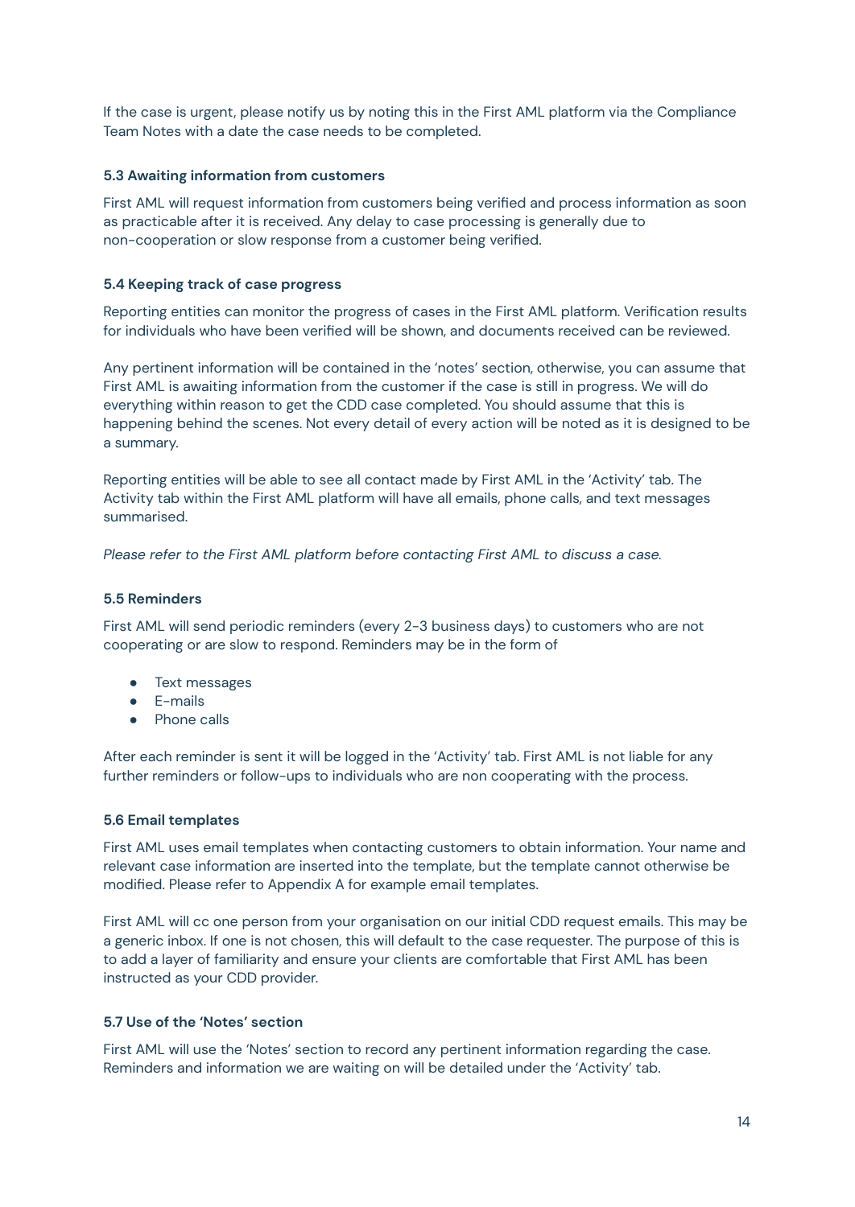If the case is urgent, please notify us by noting this in the First AML platform via the Compliance Team Notes with a date the case needs to be completed.

### 5.3 Awaiting information from customers

First AML will request information from customers being verified and process information as soon as practicable after it is received. Any delay to case processing is generally due to non-cooperation or slow response from a customer being verified.

### 5.4 Keeping track of case progress

Reporting entities can monitor the progress of cases in the First AML platform. Verification results for individuals who have been verified will be shown, and documents received can be reviewed.

Any pertinent information will be contained in the 'notes' section, otherwise, you can assume that First AML is awaiting information from the customer if the case is still in progress. We will do everything within reason to get the CDD case completed. You should assume that this is happening behind the scenes. Not every detail of every action will be noted as it is designed to be a summary.

Reporting entities will be able to see all contact made by First AML in the 'Activity' tab. The Activity tab within the First AML platform will have all emails, phone calls, and text messages summarised.

*Please refer to the First AML platform before contacting First AML to discuss a case.*

### 5.5 Reminders

First AML will send periodic reminders (every 2-3 business days) to customers who are not cooperating or are slow to respond. Reminders may be in the form of

- Text messages
- E-mails
- Phone calls

After each reminder is sent it will be logged in the 'Activity' tab. First AML is not liable for any further reminders or follow-ups to individuals who are non cooperating with the process.

### 5.6 Email templates

First AML uses email templates when contacting customers to obtain information. Your name and relevant case information are inserted into the template, but the template cannot otherwise be modified. Please refer to Appendix A for example email templates.

First AML will cc one person from your organisation on our initial CDD request emails. This may be a generic inbox. If one is not chosen, this will default to the case requester. The purpose of this is to add a layer of familiarity and ensure your clients are comfortable that First AML has been instructed as your CDD provider.

### 5.7 Use of the 'Notes' section

First AML will use the 'Notes' section to record any pertinent information regarding the case. Reminders and information we are waiting on will be detailed under the 'Activity' tab.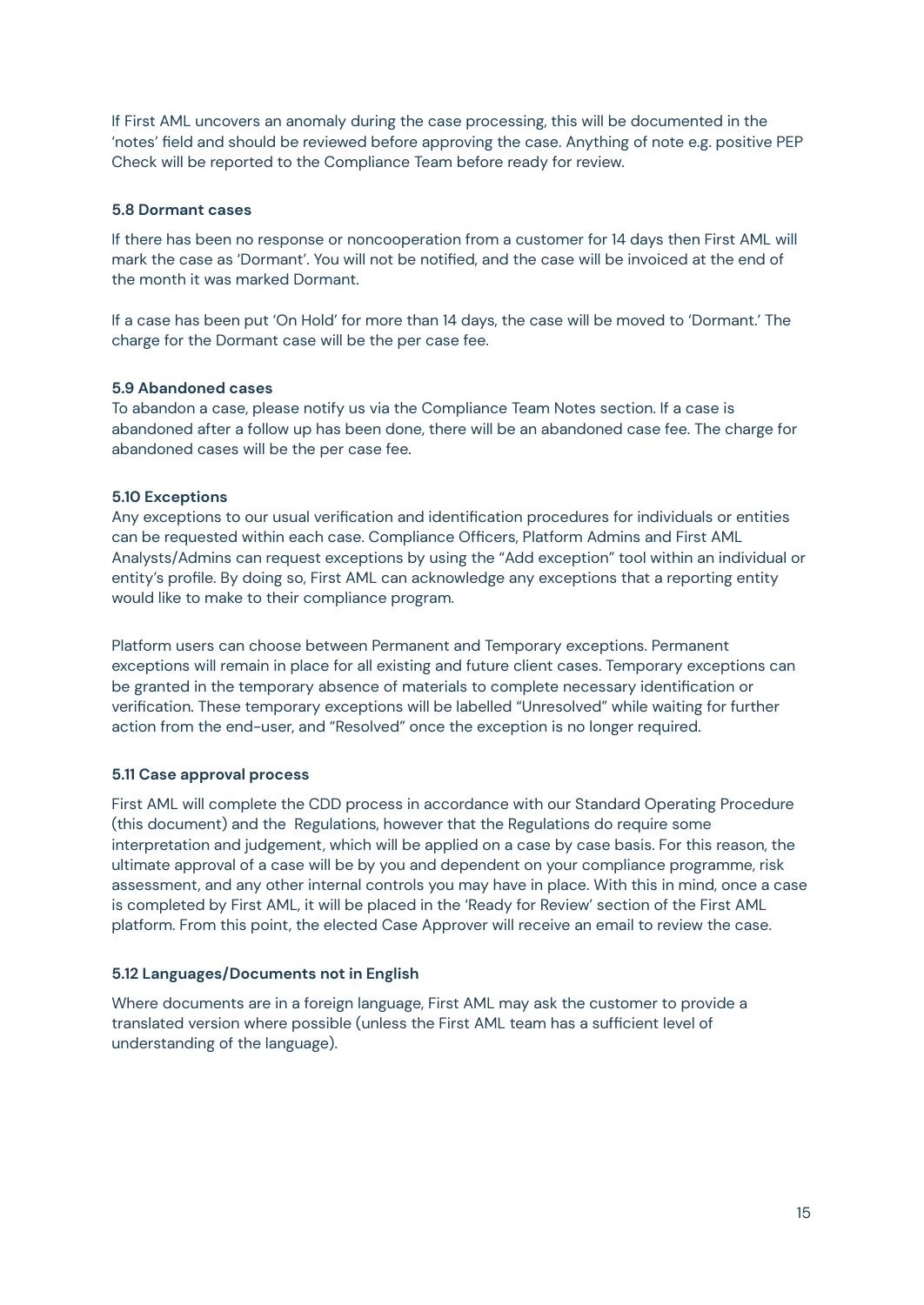If First AML uncovers an anomaly during the case processing, this will be documented in the 'notes' field and should be reviewed before approving the case. Anything of note e.g. positive PEP Check will be reported to the Compliance Team before ready for review.

### 5.8 Dormant cases

If there has been no response or noncooperation from a customer for 14 days then First AML will mark the case as 'Dormant'. You will not be notified, and the case will be invoiced at the end of the month it was marked Dormant.

If a case has been put 'On Hold' for more than 14 days, the case will be moved to 'Dormant.' The charge for the Dormant case will be the per case fee.

### 5.9 Abandoned cases

To abandon a case, please notify us via the Compliance Team Notes section. If a case is abandoned after a follow up has been done, there will be an abandoned case fee. The charge for abandoned cases will be the per case fee.

### 5.10 Exceptions

Any exceptions to our usual verification and identification procedures for individuals or entities can be requested within each case. Compliance Officers, Platform Admins and First AML Analysts/Admins can request exceptions by using the "Add exception" tool within an individual or entity's profile. By doing so, First AML can acknowledge any exceptions that a reporting entity would like to make to their compliance program.

Platform users can choose between Permanent and Temporary exceptions. Permanent exceptions will remain in place for all existing and future client cases. Temporary exceptions can be granted in the temporary absence of materials to complete necessary identification or verification. These temporary exceptions will be labelled "Unresolved" while waiting for further action from the end-user, and "Resolved" once the exception is no longer required.

### 5.11 Case approval process

First AML will complete the CDD process in accordance with our Standard Operating Procedure (this document) and the Regulations, however that the Regulations do require some interpretation and judgement, which will be applied on a case by case basis. For this reason, the ultimate approval of a case will be by you and dependent on your compliance programme, risk assessment, and any other internal controls you may have in place. With this in mind, once a case is completed by First AML, it will be placed in the 'Ready for Review' section of the First AML platform. From this point, the elected Case Approver will receive an email to review the case.

### 5.12 Languages/Documents not in English

Where documents are in a foreign language, First AML may ask the customer to provide a translated version where possible (unless the First AML team has a sufficient level of understanding of the language).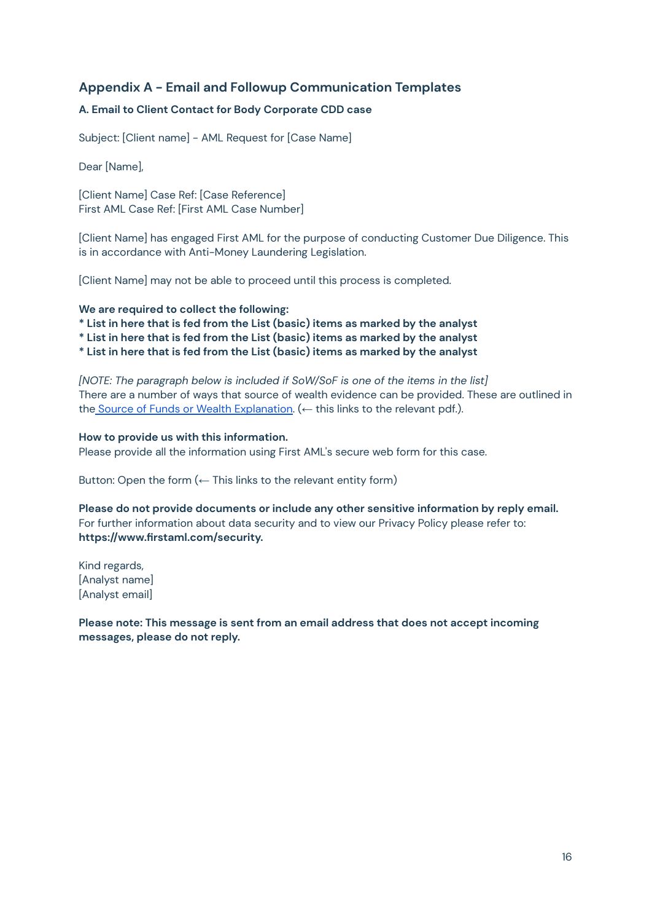## Appendix A - Email and Followup Communication Templates

### A. Email to Client Contact for Body Corporate CDD case

Subject: [Client name] - AML Request for [Case Name]

Dear [Name],

[Client Name] Case Ref: [Case Reference]
First AML Case Ref: [First AML Case Number]

[Client Name] has engaged First AML for the purpose of conducting Customer Due Diligence. This is in accordance with Anti-Money Laundering Legislation.

[Client Name] may not be able to proceed until this process is completed.

**We are required to collect the following:**
**\* List in here that is fed from the List (basic) items as marked by the analyst**
**\* List in here that is fed from the List (basic) items as marked by the analyst**
**\* List in here that is fed from the List (basic) items as marked by the analyst**

*[NOTE: The paragraph below is included if SoW/SoF is one of the items in the list]*
There are a number of ways that source of wealth evidence can be provided. These are outlined in the Source of Funds or Wealth Explanation. (← this links to the relevant pdf.).

**How to provide us with this information.**
Please provide all the information using First AML's secure web form for this case.

Button: Open the form (← This links to the relevant entity form)

**Please do not provide documents or include any other sensitive information by reply email.**
For further information about data security and to view our Privacy Policy please refer to:
**https://www.firstaml.com/security.**

Kind regards,
[Analyst name]
[Analyst email]

**Please note: This message is sent from an email address that does not accept incoming messages, please do not reply.**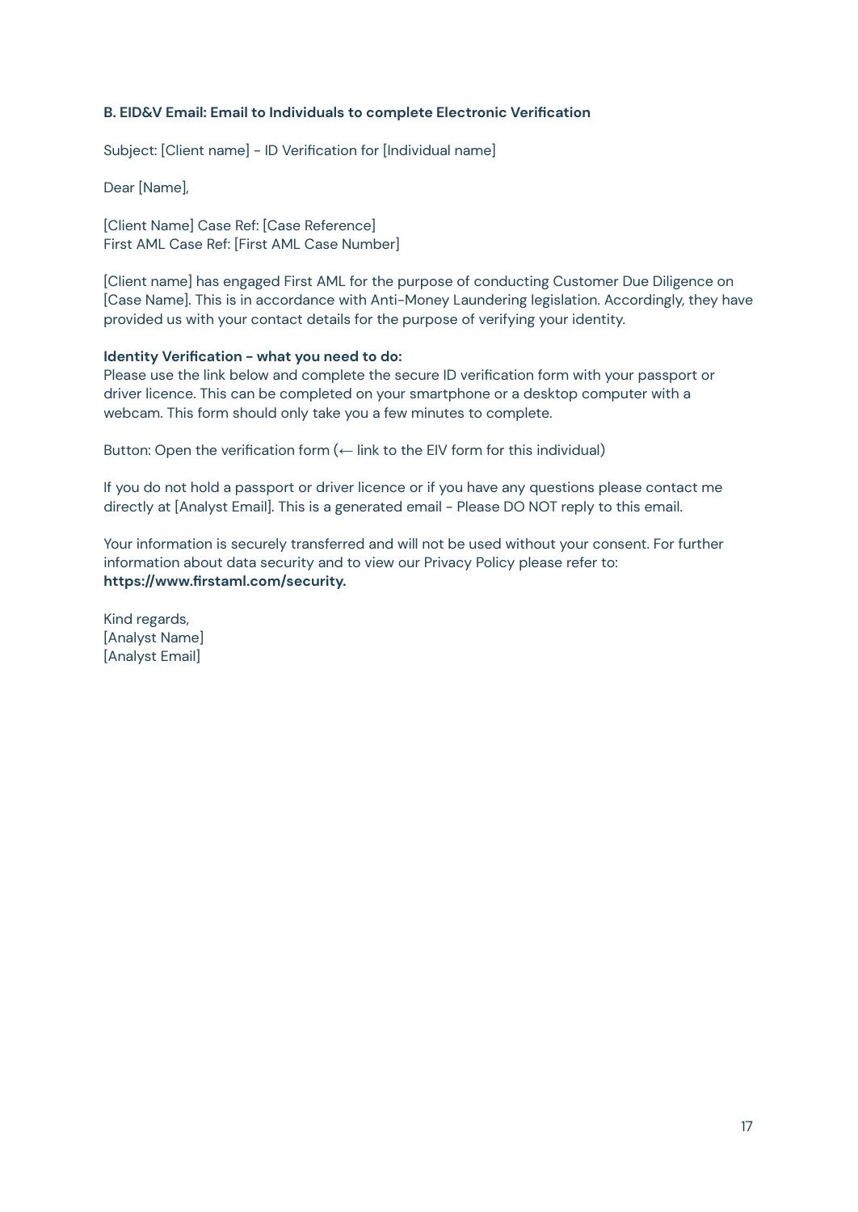**B. EID&V Email: Email to Individuals to complete Electronic Verification**

Subject: [Client name] - ID Verification for [Individual name]

Dear [Name],

[Client Name] Case Ref: [Case Reference]
First AML Case Ref: [First AML Case Number]

[Client name] has engaged First AML for the purpose of conducting Customer Due Diligence on [Case Name]. This is in accordance with Anti-Money Laundering legislation. Accordingly, they have provided us with your contact details for the purpose of verifying your identity.

**Identity Verification - what you need to do:**
Please use the link below and complete the secure ID verification form with your passport or driver licence. This can be completed on your smartphone or a desktop computer with a webcam. This form should only take you a few minutes to complete.

Button: Open the verification form (← link to the EIV form for this individual)

If you do not hold a passport or driver licence or if you have any questions please contact me directly at [Analyst Email]. This is a generated email - Please DO NOT reply to this email.

Your information is securely transferred and will not be used without your consent. For further information about data security and to view our Privacy Policy please refer to: **https://www.firstaml.com/security.**

Kind regards,
[Analyst Name]
[Analyst Email]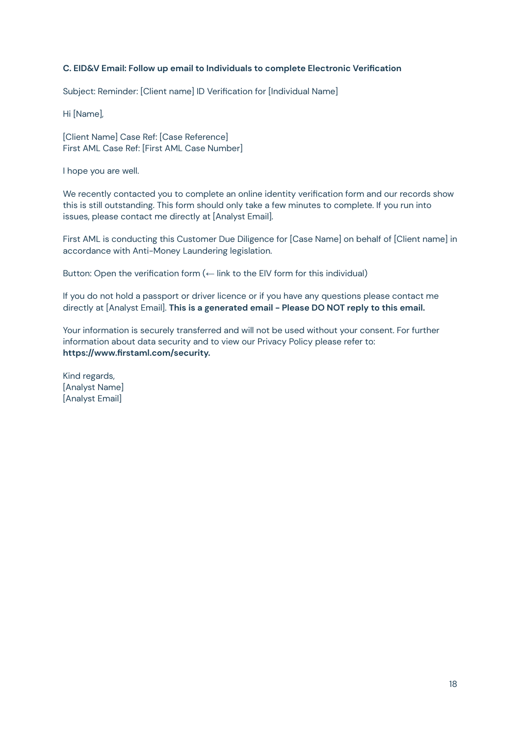**C. EID&V Email: Follow up email to Individuals to complete Electronic Verification**

Subject: Reminder: [Client name] ID Verification for [Individual Name]

Hi [Name],

[Client Name] Case Ref: [Case Reference]
First AML Case Ref: [First AML Case Number]

I hope you are well.

We recently contacted you to complete an online identity verification form and our records show this is still outstanding. This form should only take a few minutes to complete. If you run into issues, please contact me directly at [Analyst Email].

First AML is conducting this Customer Due Diligence for [Case Name] on behalf of [Client name] in accordance with Anti-Money Laundering legislation.

Button: Open the verification form (← link to the EIV form for this individual)

If you do not hold a passport or driver licence or if you have any questions please contact me directly at [Analyst Email]. **This is a generated email - Please DO NOT reply to this email.**

Your information is securely transferred and will not be used without your consent. For further information about data security and to view our Privacy Policy please refer to: **https://www.firstaml.com/security.**

Kind regards,
[Analyst Name]
[Analyst Email]